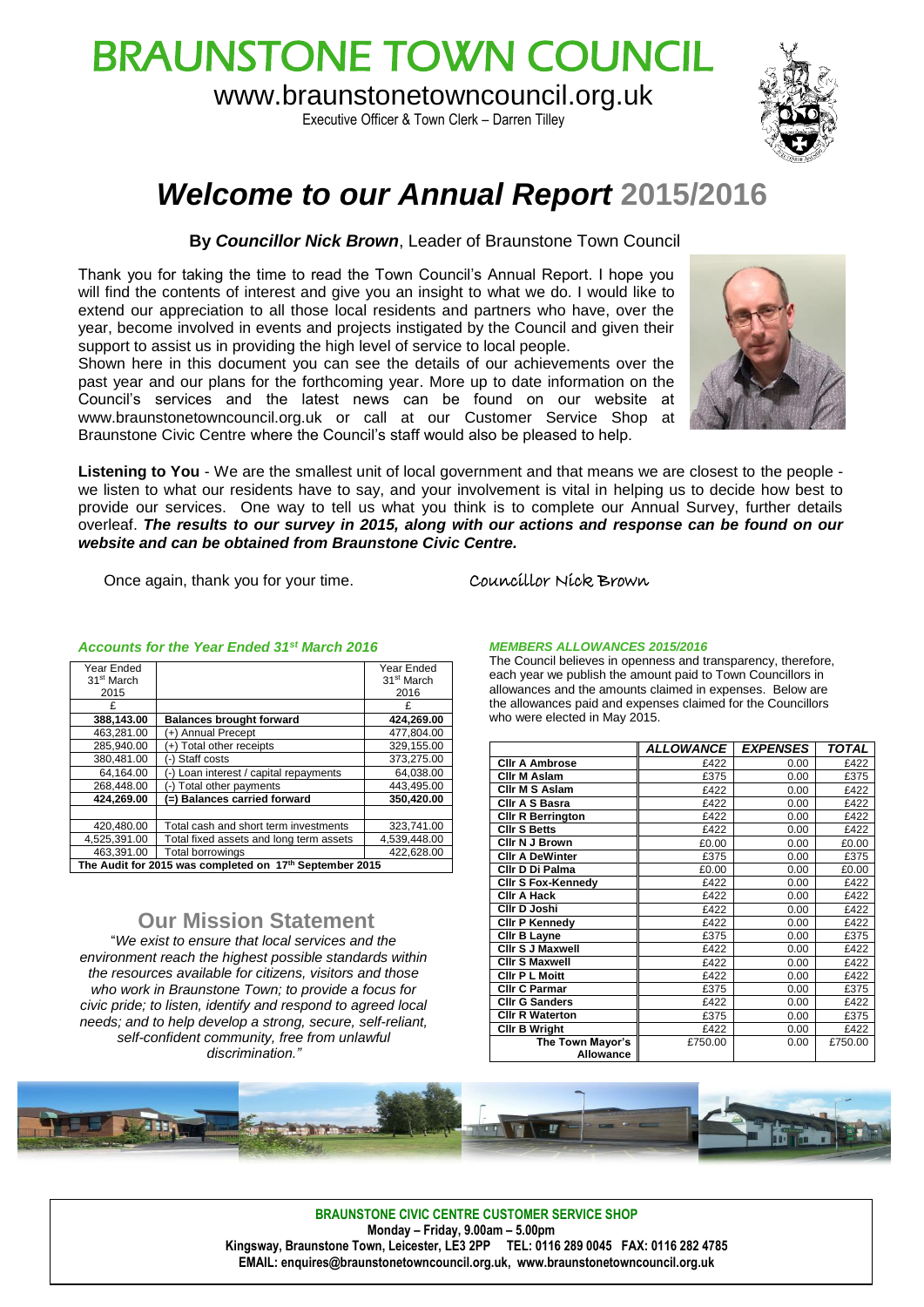# BRAUNSTONE TOWN COUNCIL

www.braunstonetowncouncil.org.uk

Executive Officer & Town Clerk – Darren Tilley

# *Welcome to our Annual Report* 2015/2016

**By *Councillor Nick Brown*, Leader of Braunstone Town Council**

Thank you for taking the time to read the Town Council's Annual Report. I hope you will find the contents of interest and give you an insight to what we do. I would like to extend our appreciation to all those local residents and partners who have, over the year, become involved in events and projects instigated by the Council and given their support to assist us in providing the high level of service to local people.

Shown here in this document you can see the details of our achievements over the past year and our plans for the forthcoming year. More up to date information on the Council's services and the latest news can be found on our website at www.braunstonetowncouncil.org.uk or call at our Customer Service Shop at Braunstone Civic Centre where the Council's staff would also be pleased to help.

**Listening to You** - We are the smallest unit of local government and that means we are closest to the people - we listen to what our residents have to say, and your involvement is vital in helping us to decide how best to provide our services. One way to tell us what you think is to complete our Annual Survey, further details overleaf. ***The results to our survey in 2015, along with our actions and response can be found on our website and can be obtained from Braunstone Civic Centre.***

Once again, thank you for your time.

Councillor Nick Brown

### *Accounts for the Year Ended 31st March 2016*

| Year Ended 31st March 2015 | | Year Ended 31st March 2016 |
|---|---|---|
| £ | | £ |
| **388,143.00** | **Balances brought forward** | **424,269.00** |
| 463,281.00 | (+) Annual Precept | 477,804.00 |
| 285,940.00 | (+) Total other receipts | 329,155.00 |
| 380,481.00 | (-) Staff costs | 373,275.00 |
| 64,164.00 | (-) Loan interest / capital repayments | 64,038.00 |
| 268,448.00 | (-) Total other payments | 443,495.00 |
| **424,269.00** | **(=) Balances carried forward** | **350,420.00** |
| | | |
| 420,480.00 | Total cash and short term investments | 323,741.00 |
| 4,525,391.00 | Total fixed assets and long term assets | 4,539,448.00 |
| 463,391.00 | Total borrowings | 422,628.00 |

**The Audit for 2015 was completed on 17th September 2015**

## Our Mission Statement

"*We exist to ensure that local services and the environment reach the highest possible standards within the resources available for citizens, visitors and those who work in Braunstone Town; to provide a focus for civic pride; to listen, identify and respond to agreed local needs; and to help develop a strong, secure, self-reliant, self-confident community, free from unlawful discrimination.*"

### *MEMBERS ALLOWANCES 2015/2016*

The Council believes in openness and transparency, therefore, each year we publish the amount paid to Town Councillors in allowances and the amounts claimed in expenses. Below are the allowances paid and expenses claimed for the Councillors who were elected in May 2015.

| | *ALLOWANCE* | *EXPENSES* | *TOTAL* |
|---|---|---|---|
| **Cllr A Ambrose** | £422 | 0.00 | £422 |
| **Cllr M Aslam** | £375 | 0.00 | £375 |
| **Cllr M S Aslam** | £422 | 0.00 | £422 |
| **Cllr A S Basra** | £422 | 0.00 | £422 |
| **Cllr R Berrington** | £422 | 0.00 | £422 |
| **Cllr S Betts** | £422 | 0.00 | £422 |
| **Cllr N J Brown** | £0.00 | 0.00 | £0.00 |
| **Cllr A DeWinter** | £375 | 0.00 | £375 |
| **Cllr D Di Palma** | £0.00 | 0.00 | £0.00 |
| **Cllr S Fox-Kennedy** | £422 | 0.00 | £422 |
| **Cllr A Hack** | £422 | 0.00 | £422 |
| **Cllr D Joshi** | £422 | 0.00 | £422 |
| **Cllr P Kennedy** | £422 | 0.00 | £422 |
| **Cllr B Layne** | £375 | 0.00 | £375 |
| **Cllr S J Maxwell** | £422 | 0.00 | £422 |
| **Cllr S Maxwell** | £422 | 0.00 | £422 |
| **Cllr P L Moitt** | £422 | 0.00 | £422 |
| **Cllr C Parmar** | £375 | 0.00 | £375 |
| **Cllr G Sanders** | £422 | 0.00 | £422 |
| **Cllr R Waterton** | £375 | 0.00 | £375 |
| **Cllr B Wright** | £422 | 0.00 | £422 |
| **The Town Mayor's Allowance** | £750.00 | 0.00 | £750.00 |

**BRAUNSTONE CIVIC CENTRE CUSTOMER SERVICE SHOP**
**Monday – Friday, 9.00am – 5.00pm**
**Kingsway, Braunstone Town, Leicester, LE3 2PP TEL: 0116 289 0045 FAX: 0116 282 4785**
**EMAIL: enquires@braunstonetowncouncil.org.uk, www.braunstonetowncouncil.org.uk**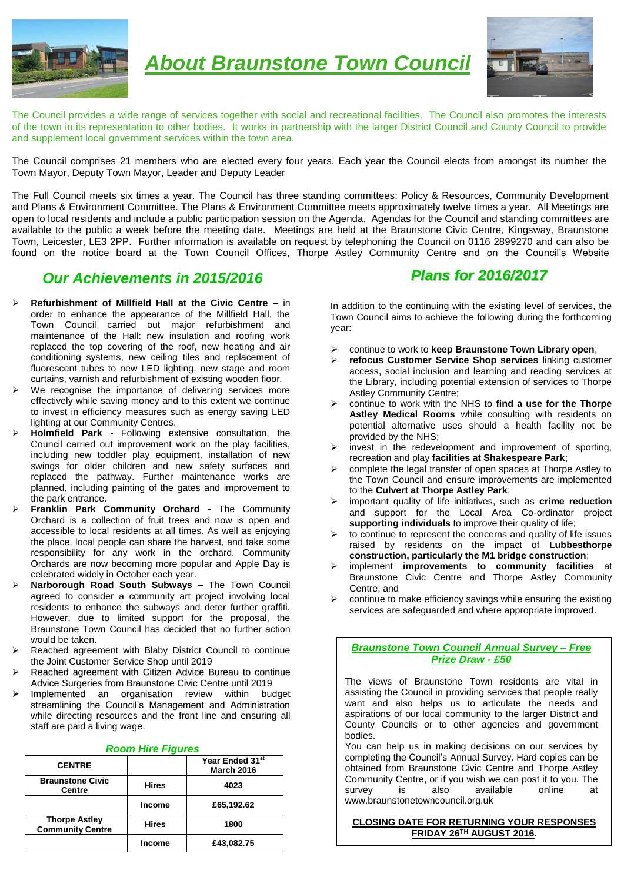# *About Braunstone Town Council*

The Council provides a wide range of services together with social and recreational facilities. The Council also promotes the interests of the town in its representation to other bodies. It works in partnership with the larger District Council and County Council to provide and supplement local government services within the town area.

The Council comprises 21 members who are elected every four years. Each year the Council elects from amongst its number the Town Mayor, Deputy Town Mayor, Leader and Deputy Leader

The Full Council meets six times a year. The Council has three standing committees: Policy & Resources, Community Development and Plans & Environment Committee. The Plans & Environment Committee meets approximately twelve times a year. All Meetings are open to local residents and include a public participation session on the Agenda. Agendas for the Council and standing committees are available to the public a week before the meeting date. Meetings are held at the Braunstone Civic Centre, Kingsway, Braunstone Town, Leicester, LE3 2PP. Further information is available on request by telephoning the Council on 0116 2899270 and can also be found on the notice board at the Town Council Offices, Thorpe Astley Community Centre and on the Council's Website

## *Our Achievements in 2015/2016*

- **Refurbishment of Millfield Hall at the Civic Centre –** in order to enhance the appearance of the Millfield Hall, the Town Council carried out major refurbishment and maintenance of the Hall: new insulation and roofing work replaced the top covering of the roof, new heating and air conditioning systems, new ceiling tiles and replacement of fluorescent tubes to new LED lighting, new stage and room curtains, varnish and refurbishment of existing wooden floor.
- We recognise the importance of delivering services more effectively while saving money and to this extent we continue to invest in efficiency measures such as energy saving LED lighting at our Community Centres.
- **Holmfield Park** - Following extensive consultation, the Council carried out improvement work on the play facilities, including new toddler play equipment, installation of new swings for older children and new safety surfaces and replaced the pathway. Further maintenance works are planned, including painting of the gates and improvement to the park entrance.
- **Franklin Park Community Orchard -** The Community Orchard is a collection of fruit trees and now is open and accessible to local residents at all times. As well as enjoying the place, local people can share the harvest, and take some responsibility for any work in the orchard. Community Orchards are now becoming more popular and Apple Day is celebrated widely in October each year.
- **Narborough Road South Subways –** The Town Council agreed to consider a community art project involving local residents to enhance the subways and deter further graffiti. However, due to limited support for the proposal, the Braunstone Town Council has decided that no further action would be taken.
- Reached agreement with Blaby District Council to continue the Joint Customer Service Shop until 2019
- Reached agreement with Citizen Advice Bureau to continue Advice Surgeries from Braunstone Civic Centre until 2019
- Implemented an organisation review within budget streamlining the Council's Management and Administration while directing resources and the front line and ensuring all staff are paid a living wage.

### *Room Hire Figures*

| CENTRE | | Year Ended 31st March 2016 |
|---|---|---|
| Braunstone Civic Centre | Hires | 4023 |
| | Income | £65,192.62 |
| Thorpe Astley Community Centre | Hires | 1800 |
| | Income | £43,082.75 |

## *Plans for 2016/2017*

In addition to the continuing with the existing level of services, the Town Council aims to achieve the following during the forthcoming year:

- continue to work to **keep Braunstone Town Library open**;
- **refocus Customer Service Shop services** linking customer access, social inclusion and learning and reading services at the Library, including potential extension of services to Thorpe Astley Community Centre;
- continue to work with the NHS to **find a use for the Thorpe Astley Medical Rooms** while consulting with residents on potential alternative uses should a health facility not be provided by the NHS;
- invest in the redevelopment and improvement of sporting, recreation and play **facilities at Shakespeare Park**;
- complete the legal transfer of open spaces at Thorpe Astley to the Town Council and ensure improvements are implemented to the **Culvert at Thorpe Astley Park**;
- important quality of life initiatives, such as **crime reduction** and support for the Local Area Co-ordinator project **supporting individuals** to improve their quality of life;
- to continue to represent the concerns and quality of life issues raised by residents on the impact of **Lubbesthorpe construction, particularly the M1 bridge construction**;
- implement **improvements to community facilities** at Braunstone Civic Centre and Thorpe Astley Community Centre; and
- continue to make efficiency savings while ensuring the existing services are safeguarded and where appropriate improved.

### *Braunstone Town Council Annual Survey – Free Prize Draw - £50*

The views of Braunstone Town residents are vital in assisting the Council in providing services that people really want and also helps us to articulate the needs and aspirations of our local community to the larger District and County Councils or to other agencies and government bodies.

You can help us in making decisions on our services by completing the Council's Annual Survey. Hard copies can be obtained from Braunstone Civic Centre and Thorpe Astley Community Centre, or if you wish we can post it to you. The survey is also available online at www.braunstonetowncouncil.org.uk

**CLOSING DATE FOR RETURNING YOUR RESPONSES FRIDAY 26TH AUGUST 2016.**